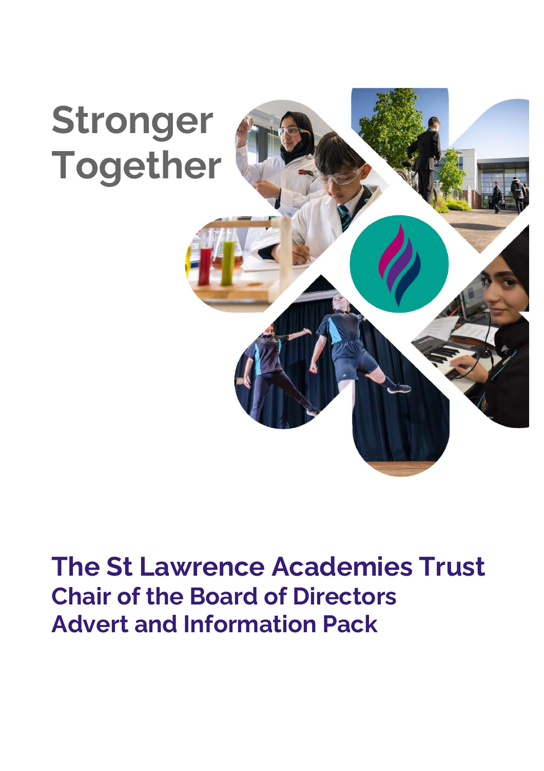# Stronger Together

# The St Lawrence Academies Trust

## Chair of the Board of Directors

## Advert and Information Pack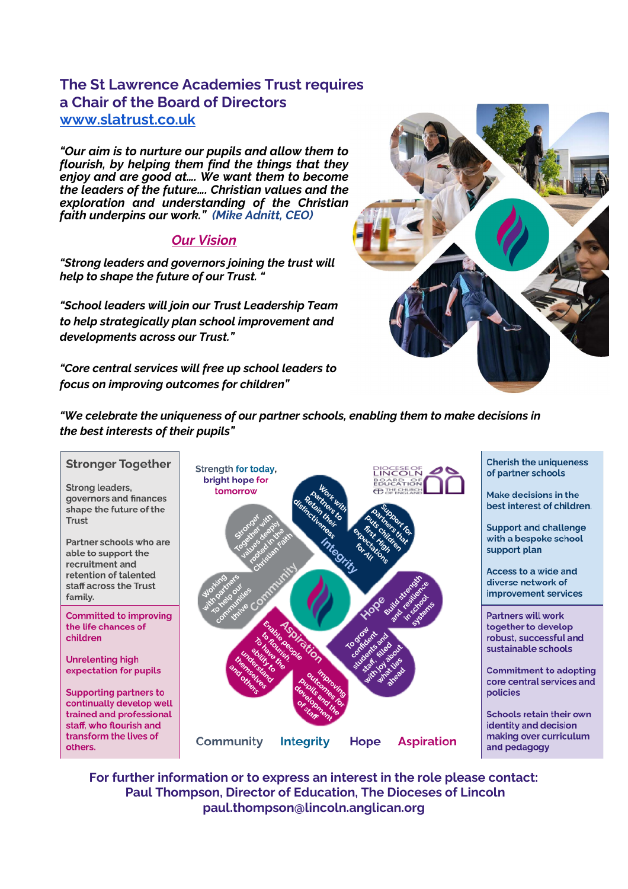## The St Lawrence Academies Trust requires a Chair of the Board of Directors

[www.slatrust.co.uk](http://www.slatrust.co.uk)

***"Our aim is to nurture our pupils and allow them to flourish, by helping them find the things that they enjoy and are good at.... We want them to become the leaders of the future.... Christian values and the exploration and understanding of the Christian faith underpins our work." (Mike Adnitt, CEO)***

### *Our Vision*

***"Strong leaders and governors joining the trust will help to shape the future of our Trust. "***

***"School leaders will join our Trust Leadership Team to help strategically plan school improvement and developments across our Trust."***

***"Core central services will free up school leaders to focus on improving outcomes for children"***

***"We celebrate the uniqueness of our partner schools, enabling them to make decisions in the best interests of their pupils"***

**Stronger Together**

Strong leaders, governors and finances shape the future of the Trust

Partner schools who are able to support the recruitment and retention of talented staff across the Trust family.

Committed to improving the life chances of children

Unrelenting high expectation for pupils

Supporting partners to continually develop well trained and professional staff, who flourish and transform the lives of others.

Strength for today, bright hope for tomorrow

Stronger Together with values deeply rooted in the Christian Faith

Working with partners To help our communities thrive **Community**

Work with Partners to Retain their distinctiveness **Integrity**

Support for partners that puts children first High expectations for All

**Hope** Build strength and resilience in school systems

To grow confident students and staff, filled with joy about what lies ahead

**Aspiration** Enable people to flourish, To have the ability to understand themselves and others

improving outcomes for pupils and the development of staff

Community Integrity Hope Aspiration

Cherish the uniqueness of partner schools

Make decisions in the best interest of children.

Support and challenge with a bespoke school support plan

Access to a wide and diverse network of improvement services

Partners will work together to develop robust, successful and sustainable schools

Commitment to adopting core central services and policies

Schools retain their own identity and decision making over curriculum and pedagogy

**For further information or to express an interest in the role please contact: Paul Thompson, Director of Education, The Dioceses of Lincoln paul.thompson@lincoln.anglican.org**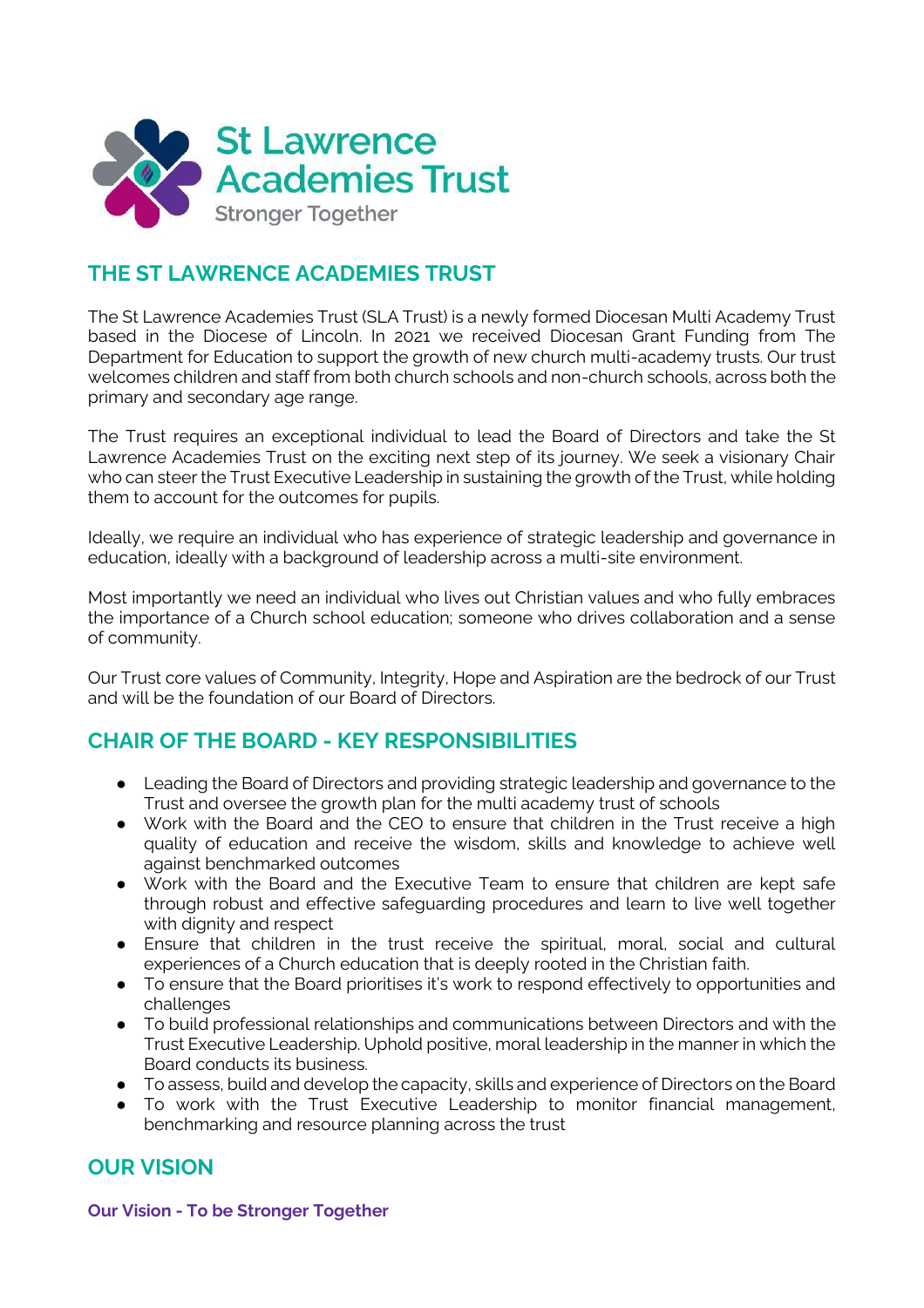St Lawrence Academies Trust
Stronger Together

## THE ST LAWRENCE ACADEMIES TRUST

The St Lawrence Academies Trust (SLA Trust) is a newly formed Diocesan Multi Academy Trust based in the Diocese of Lincoln. In 2021 we received Diocesan Grant Funding from The Department for Education to support the growth of new church multi-academy trusts. Our trust welcomes children and staff from both church schools and non-church schools, across both the primary and secondary age range.

The Trust requires an exceptional individual to lead the Board of Directors and take the St Lawrence Academies Trust on the exciting next step of its journey. We seek a visionary Chair who can steer the Trust Executive Leadership in sustaining the growth of the Trust, while holding them to account for the outcomes for pupils.

Ideally, we require an individual who has experience of strategic leadership and governance in education, ideally with a background of leadership across a multi-site environment.

Most importantly we need an individual who lives out Christian values and who fully embraces the importance of a Church school education; someone who drives collaboration and a sense of community.

Our Trust core values of Community, Integrity, Hope and Aspiration are the bedrock of our Trust and will be the foundation of our Board of Directors.

## CHAIR OF THE BOARD - KEY RESPONSIBILITIES

- Leading the Board of Directors and providing strategic leadership and governance to the Trust and oversee the growth plan for the multi academy trust of schools
- Work with the Board and the CEO to ensure that children in the Trust receive a high quality of education and receive the wisdom, skills and knowledge to achieve well against benchmarked outcomes
- Work with the Board and the Executive Team to ensure that children are kept safe through robust and effective safeguarding procedures and learn to live well together with dignity and respect
- Ensure that children in the trust receive the spiritual, moral, social and cultural experiences of a Church education that is deeply rooted in the Christian faith.
- To ensure that the Board prioritises it's work to respond effectively to opportunities and challenges
- To build professional relationships and communications between Directors and with the Trust Executive Leadership. Uphold positive, moral leadership in the manner in which the Board conducts its business.
- To assess, build and develop the capacity, skills and experience of Directors on the Board
- To work with the Trust Executive Leadership to monitor financial management, benchmarking and resource planning across the trust

## OUR VISION

**Our Vision - To be Stronger Together**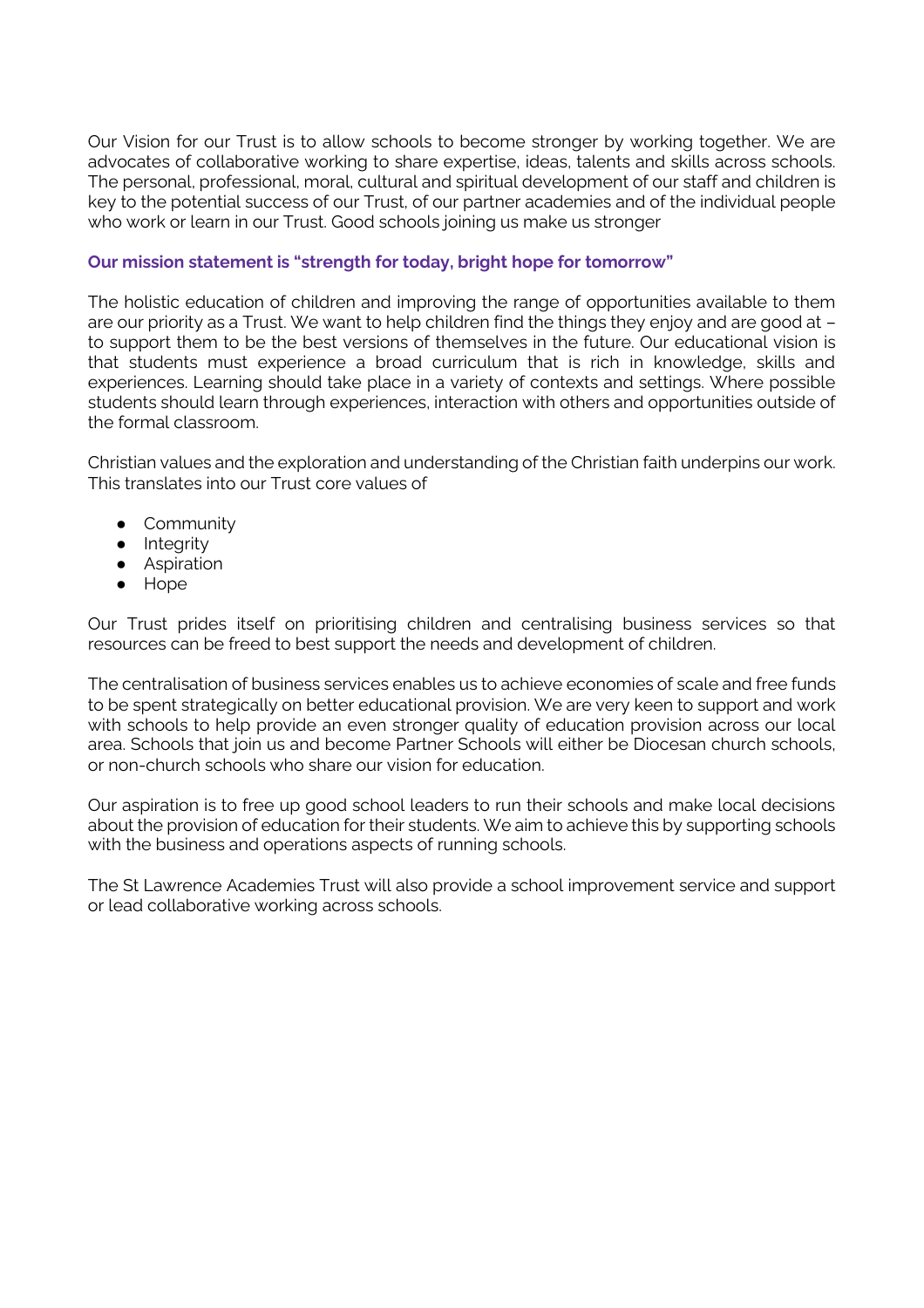Our Vision for our Trust is to allow schools to become stronger by working together. We are advocates of collaborative working to share expertise, ideas, talents and skills across schools. The personal, professional, moral, cultural and spiritual development of our staff and children is key to the potential success of our Trust, of our partner academies and of the individual people who work or learn in our Trust. Good schools joining us make us stronger

**Our mission statement is "strength for today, bright hope for tomorrow"**

The holistic education of children and improving the range of opportunities available to them are our priority as a Trust. We want to help children find the things they enjoy and are good at – to support them to be the best versions of themselves in the future. Our educational vision is that students must experience a broad curriculum that is rich in knowledge, skills and experiences. Learning should take place in a variety of contexts and settings. Where possible students should learn through experiences, interaction with others and opportunities outside of the formal classroom.

Christian values and the exploration and understanding of the Christian faith underpins our work. This translates into our Trust core values of

- Community
- Integrity
- Aspiration
- Hope

Our Trust prides itself on prioritising children and centralising business services so that resources can be freed to best support the needs and development of children.

The centralisation of business services enables us to achieve economies of scale and free funds to be spent strategically on better educational provision. We are very keen to support and work with schools to help provide an even stronger quality of education provision across our local area. Schools that join us and become Partner Schools will either be Diocesan church schools, or non-church schools who share our vision for education.

Our aspiration is to free up good school leaders to run their schools and make local decisions about the provision of education for their students. We aim to achieve this by supporting schools with the business and operations aspects of running schools.

The St Lawrence Academies Trust will also provide a school improvement service and support or lead collaborative working across schools.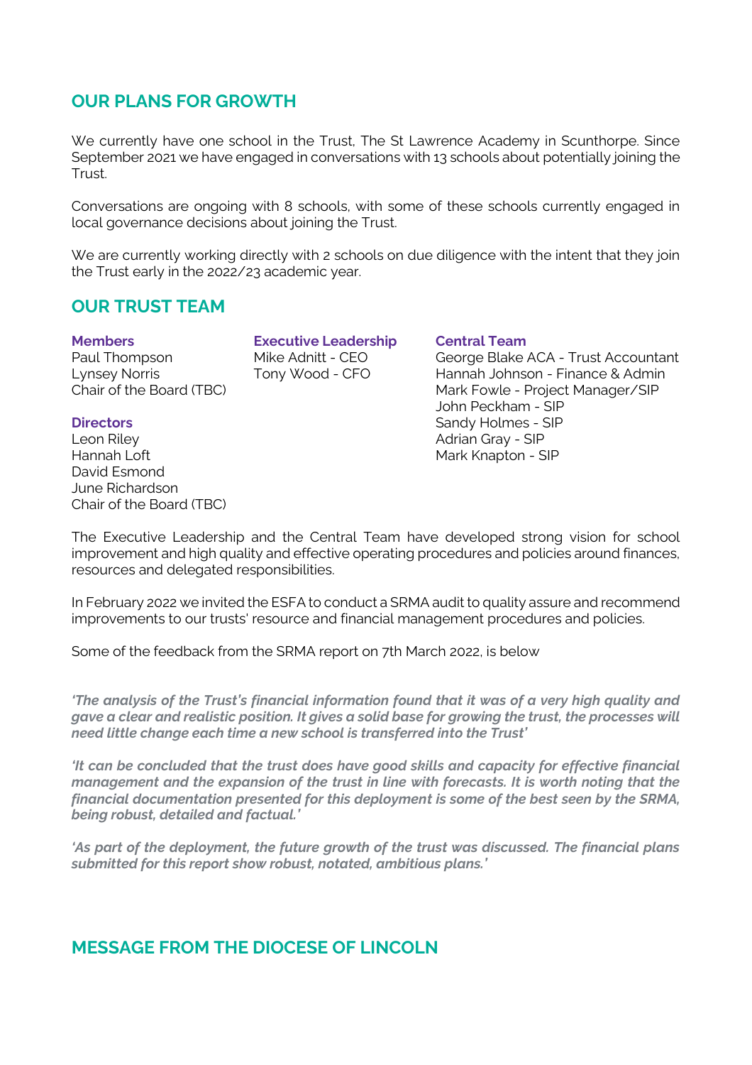## OUR PLANS FOR GROWTH

We currently have one school in the Trust, The St Lawrence Academy in Scunthorpe. Since September 2021 we have engaged in conversations with 13 schools about potentially joining the Trust.

Conversations are ongoing with 8 schools, with some of these schools currently engaged in local governance decisions about joining the Trust.

We are currently working directly with 2 schools on due diligence with the intent that they join the Trust early in the 2022/23 academic year.

## OUR TRUST TEAM

**Members**
Paul Thompson
Lynsey Norris
Chair of the Board (TBC)

**Directors**
Leon Riley
Hannah Loft
David Esmond
June Richardson
Chair of the Board (TBC)

**Executive Leadership**
Mike Adnitt - CEO
Tony Wood - CFO

**Central Team**
George Blake ACA - Trust Accountant
Hannah Johnson - Finance & Admin
Mark Fowle - Project Manager/SIP
John Peckham - SIP
Sandy Holmes - SIP
Adrian Gray - SIP
Mark Knapton - SIP

The Executive Leadership and the Central Team have developed strong vision for school improvement and high quality and effective operating procedures and policies around finances, resources and delegated responsibilities.

In February 2022 we invited the ESFA to conduct a SRMA audit to quality assure and recommend improvements to our trusts' resource and financial management procedures and policies.

Some of the feedback from the SRMA report on 7th March 2022, is below

***'The analysis of the Trust's financial information found that it was of a very high quality and gave a clear and realistic position. It gives a solid base for growing the trust, the processes will need little change each time a new school is transferred into the Trust'***

***'It can be concluded that the trust does have good skills and capacity for effective financial management and the expansion of the trust in line with forecasts. It is worth noting that the financial documentation presented for this deployment is some of the best seen by the SRMA, being robust, detailed and factual.'***

***'As part of the deployment, the future growth of the trust was discussed. The financial plans submitted for this report show robust, notated, ambitious plans.'***

## MESSAGE FROM THE DIOCESE OF LINCOLN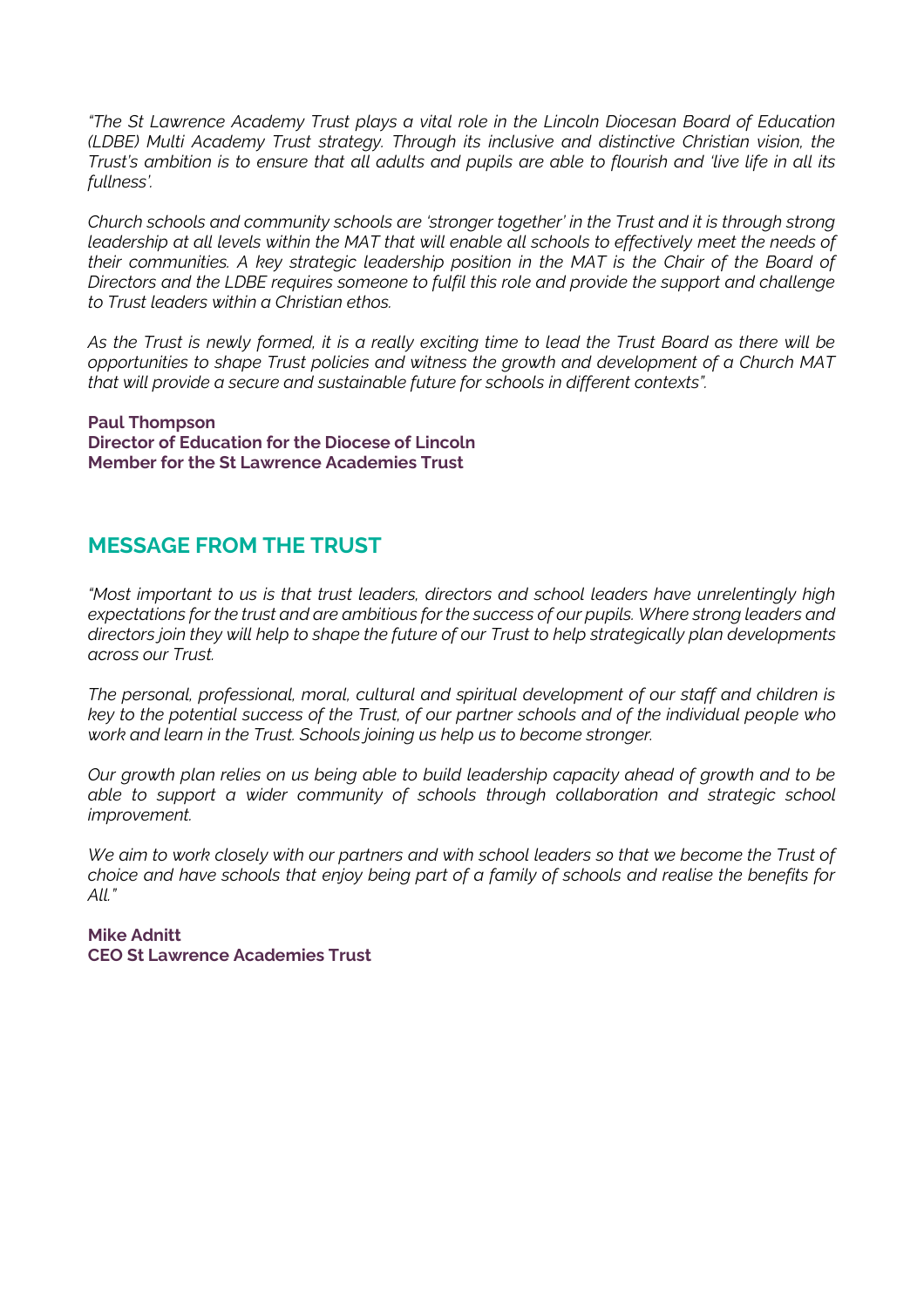*"The St Lawrence Academy Trust plays a vital role in the Lincoln Diocesan Board of Education (LDBE) Multi Academy Trust strategy. Through its inclusive and distinctive Christian vision, the Trust's ambition is to ensure that all adults and pupils are able to flourish and 'live life in all its fullness'.*

*Church schools and community schools are 'stronger together' in the Trust and it is through strong leadership at all levels within the MAT that will enable all schools to effectively meet the needs of their communities. A key strategic leadership position in the MAT is the Chair of the Board of Directors and the LDBE requires someone to fulfil this role and provide the support and challenge to Trust leaders within a Christian ethos.*

*As the Trust is newly formed, it is a really exciting time to lead the Trust Board as there will be opportunities to shape Trust policies and witness the growth and development of a Church MAT that will provide a secure and sustainable future for schools in different contexts".*

**Paul Thompson**
**Director of Education for the Diocese of Lincoln**
**Member for the St Lawrence Academies Trust**

## MESSAGE FROM THE TRUST

*"Most important to us is that trust leaders, directors and school leaders have unrelentingly high expectations for the trust and are ambitious for the success of our pupils. Where strong leaders and directors join they will help to shape the future of our Trust to help strategically plan developments across our Trust.*

*The personal, professional, moral, cultural and spiritual development of our staff and children is key to the potential success of the Trust, of our partner schools and of the individual people who work and learn in the Trust. Schools joining us help us to become stronger.*

*Our growth plan relies on us being able to build leadership capacity ahead of growth and to be able to support a wider community of schools through collaboration and strategic school improvement.*

*We aim to work closely with our partners and with school leaders so that we become the Trust of choice and have schools that enjoy being part of a family of schools and realise the benefits for All."*

**Mike Adnitt**
**CEO St Lawrence Academies Trust**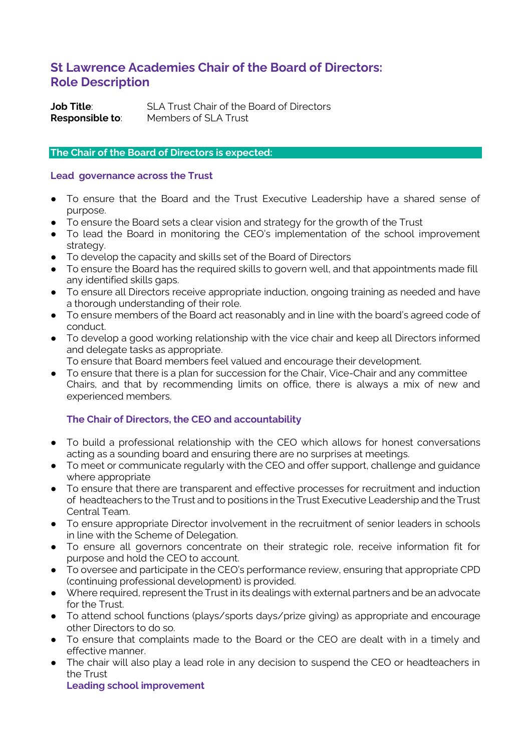## St Lawrence Academies Chair of the Board of Directors: Role Description

**Job Title**: SLA Trust Chair of the Board of Directors
**Responsible to**: Members of SLA Trust

**The Chair of the Board of Directors is expected:**

### Lead governance across the Trust

- To ensure that the Board and the Trust Executive Leadership have a shared sense of purpose.
- To ensure the Board sets a clear vision and strategy for the growth of the Trust
- To lead the Board in monitoring the CEO's implementation of the school improvement strategy.
- To develop the capacity and skills set of the Board of Directors
- To ensure the Board has the required skills to govern well, and that appointments made fill any identified skills gaps.
- To ensure all Directors receive appropriate induction, ongoing training as needed and have a thorough understanding of their role.
- To ensure members of the Board act reasonably and in line with the board's agreed code of conduct.
- To develop a good working relationship with the vice chair and keep all Directors informed and delegate tasks as appropriate.
  To ensure that Board members feel valued and encourage their development.
- To ensure that there is a plan for succession for the Chair, Vice-Chair and any committee Chairs, and that by recommending limits on office, there is always a mix of new and experienced members.

### The Chair of Directors, the CEO and accountability

- To build a professional relationship with the CEO which allows for honest conversations acting as a sounding board and ensuring there are no surprises at meetings.
- To meet or communicate regularly with the CEO and offer support, challenge and guidance where appropriate
- To ensure that there are transparent and effective processes for recruitment and induction of headteachers to the Trust and to positions in the Trust Executive Leadership and the Trust Central Team.
- To ensure appropriate Director involvement in the recruitment of senior leaders in schools in line with the Scheme of Delegation.
- To ensure all governors concentrate on their strategic role, receive information fit for purpose and hold the CEO to account.
- To oversee and participate in the CEO's performance review, ensuring that appropriate CPD (continuing professional development) is provided.
- Where required, represent the Trust in its dealings with external partners and be an advocate for the Trust.
- To attend school functions (plays/sports days/prize giving) as appropriate and encourage other Directors to do so.
- To ensure that complaints made to the Board or the CEO are dealt with in a timely and effective manner.
- The chair will also play a lead role in any decision to suspend the CEO or headteachers in the Trust

### Leading school improvement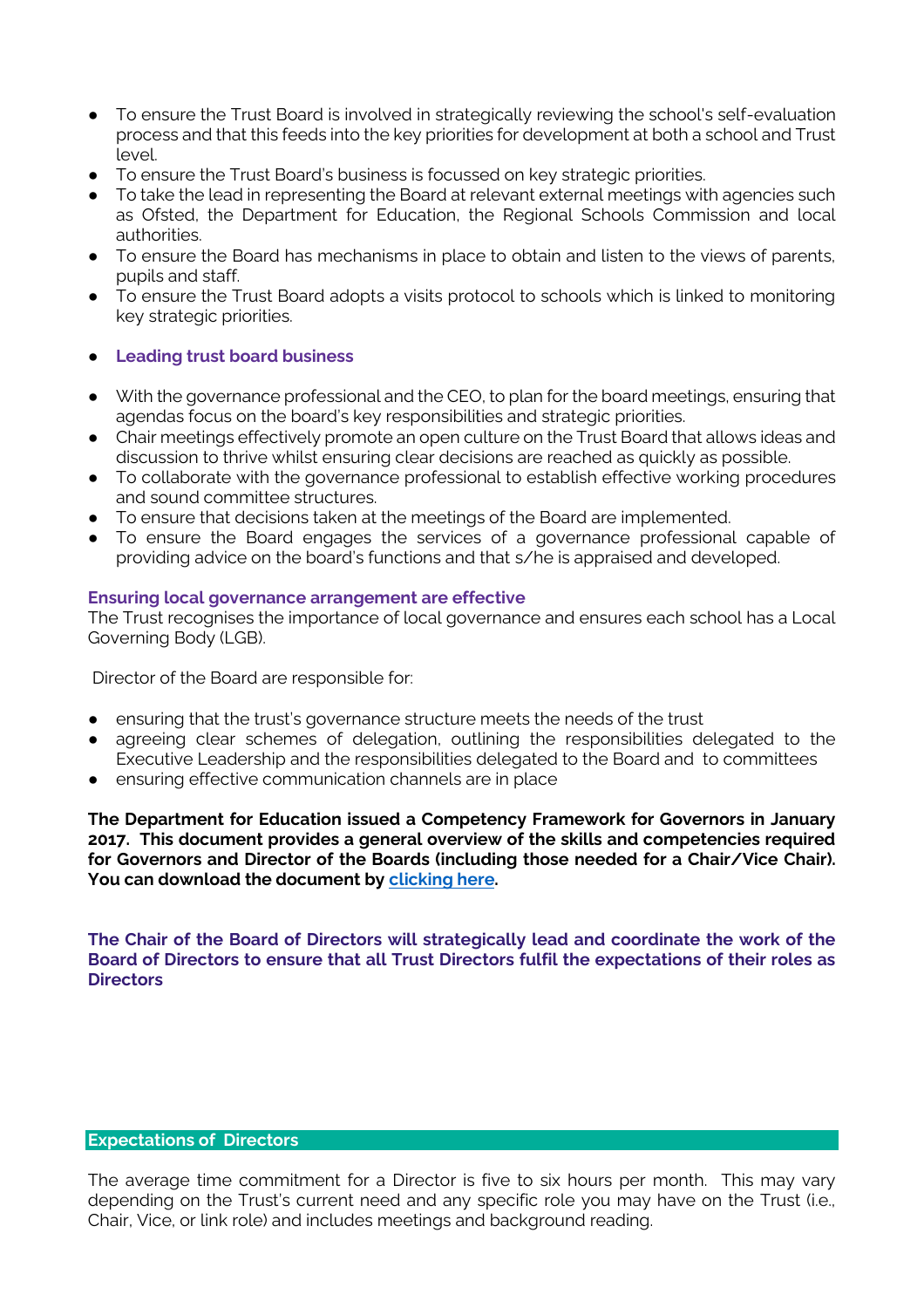- To ensure the Trust Board is involved in strategically reviewing the school's self-evaluation process and that this feeds into the key priorities for development at both a school and Trust level.
- To ensure the Trust Board's business is focussed on key strategic priorities.
- To take the lead in representing the Board at relevant external meetings with agencies such as Ofsted, the Department for Education, the Regional Schools Commission and local authorities.
- To ensure the Board has mechanisms in place to obtain and listen to the views of parents, pupils and staff.
- To ensure the Trust Board adopts a visits protocol to schools which is linked to monitoring key strategic priorities.

- **Leading trust board business**

- With the governance professional and the CEO, to plan for the board meetings, ensuring that agendas focus on the board's key responsibilities and strategic priorities.
- Chair meetings effectively promote an open culture on the Trust Board that allows ideas and discussion to thrive whilst ensuring clear decisions are reached as quickly as possible.
- To collaborate with the governance professional to establish effective working procedures and sound committee structures.
- To ensure that decisions taken at the meetings of the Board are implemented.
- To ensure the Board engages the services of a governance professional capable of providing advice on the board's functions and that s/he is appraised and developed.

**Ensuring local governance arrangement are effective**

The Trust recognises the importance of local governance and ensures each school has a Local Governing Body (LGB).

Director of the Board are responsible for:

- ensuring that the trust's governance structure meets the needs of the trust
- agreeing clear schemes of delegation, outlining the responsibilities delegated to the Executive Leadership and the responsibilities delegated to the Board and to committees
- ensuring effective communication channels are in place

**The Department for Education issued a Competency Framework for Governors in January 2017. This document provides a general overview of the skills and competencies required for Governors and Director of the Boards (including those needed for a Chair/Vice Chair). You can download the document by clicking here.**

**The Chair of the Board of Directors will strategically lead and coordinate the work of the Board of Directors to ensure that all Trust Directors fulfil the expectations of their roles as Directors**

## Expectations of Directors

The average time commitment for a Director is five to six hours per month. This may vary depending on the Trust's current need and any specific role you may have on the Trust (i.e., Chair, Vice, or link role) and includes meetings and background reading.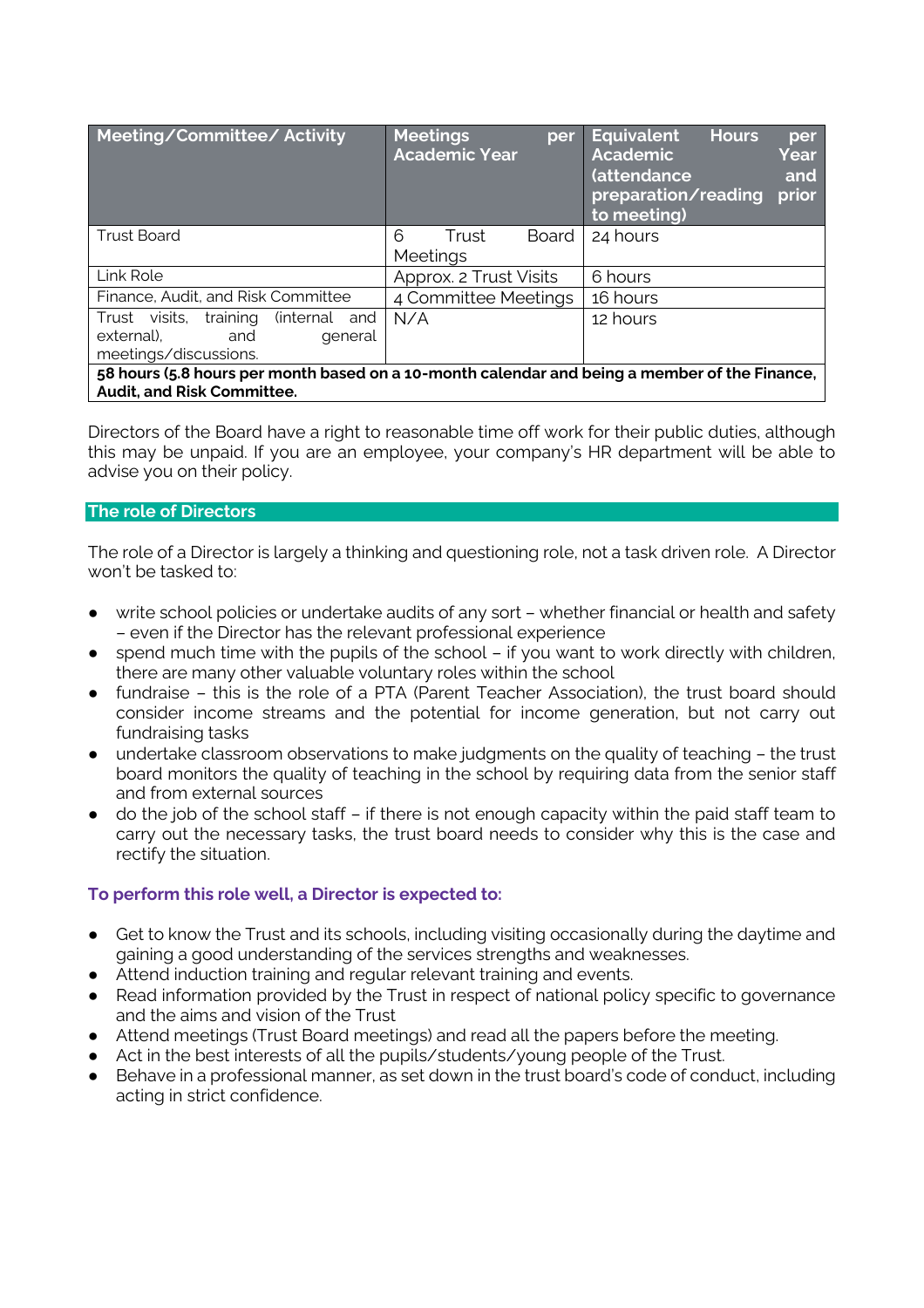| Meeting/Committee/ Activity | Meetings per Academic Year | Equivalent Hours per Academic Year (attendance and preparation/reading prior to meeting) |
|---|---|---|
| Trust Board | 6 Trust Board Meetings | 24 hours |
| Link Role | Approx. 2 Trust Visits | 6 hours |
| Finance, Audit, and Risk Committee | 4 Committee Meetings | 16 hours |
| Trust visits, training (internal and external), and general meetings/discussions. | N/A | 12 hours |
| **58 hours (5.8 hours per month based on a 10-month calendar and being a member of the Finance, Audit, and Risk Committee.** | | |

Directors of the Board have a right to reasonable time off work for their public duties, although this may be unpaid. If you are an employee, your company's HR department will be able to advise you on their policy.

## The role of Directors

The role of a Director is largely a thinking and questioning role, not a task driven role. A Director won't be tasked to:

- write school policies or undertake audits of any sort – whether financial or health and safety – even if the Director has the relevant professional experience
- spend much time with the pupils of the school – if you want to work directly with children, there are many other valuable voluntary roles within the school
- fundraise – this is the role of a PTA (Parent Teacher Association), the trust board should consider income streams and the potential for income generation, but not carry out fundraising tasks
- undertake classroom observations to make judgments on the quality of teaching – the trust board monitors the quality of teaching in the school by requiring data from the senior staff and from external sources
- do the job of the school staff – if there is not enough capacity within the paid staff team to carry out the necessary tasks, the trust board needs to consider why this is the case and rectify the situation.

### To perform this role well, a Director is expected to:

- Get to know the Trust and its schools, including visiting occasionally during the daytime and gaining a good understanding of the services strengths and weaknesses.
- Attend induction training and regular relevant training and events.
- Read information provided by the Trust in respect of national policy specific to governance and the aims and vision of the Trust
- Attend meetings (Trust Board meetings) and read all the papers before the meeting.
- Act in the best interests of all the pupils/students/young people of the Trust.
- Behave in a professional manner, as set down in the trust board's code of conduct, including acting in strict confidence.